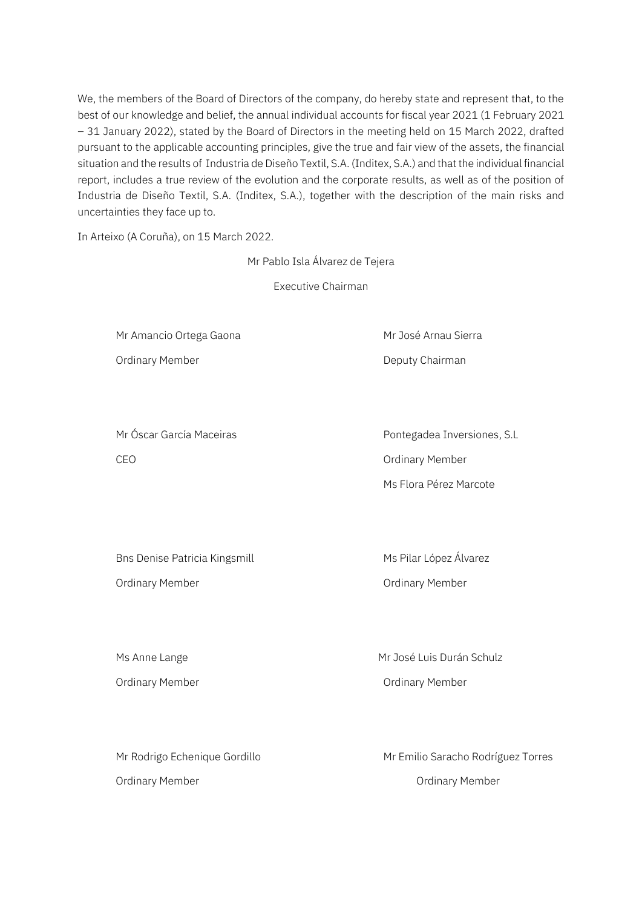We, the members of the Board of Directors of the company, do hereby state and represent that, to the best of our knowledge and belief, the annual individual accounts for fiscal year 2021 (1 February 2021 – 31 January 2022), stated by the Board of Directors in the meeting held on 15 March 2022, drafted pursuant to the applicable accounting principles, give the true and fair view of the assets, the financial situation and the results of Industria de Diseño Textil, S.A. (Inditex, S.A.) and that the individual financial report, includes a true review of the evolution and the corporate results, as well as of the position of Industria de Diseño Textil, S.A. (Inditex, S.A.), together with the description of the main risks and uncertainties they face up to.

In Arteixo (A Coruña), on 15 March 2022.

Mr Pablo Isla Álvarez de Tejera

Executive Chairman

Mr Amancio Ortega Gaona

Ordinary Member

Mr José Arnau Sierra

Deputy Chairman

Mr Óscar García Maceiras

CEO

Pontegadea Inversiones, S.L

Ordinary Member

Ms Flora Pérez Marcote

Bns Denise Patricia Kingsmill

Ordinary Member

Ms Pilar López Álvarez

Ordinary Member

Ms Anne Lange

Ordinary Member

Mr José Luis Durán Schulz

Ordinary Member

Mr Rodrigo Echenique Gordillo

Ordinary Member

Mr Emilio Saracho Rodríguez Torres

Ordinary Member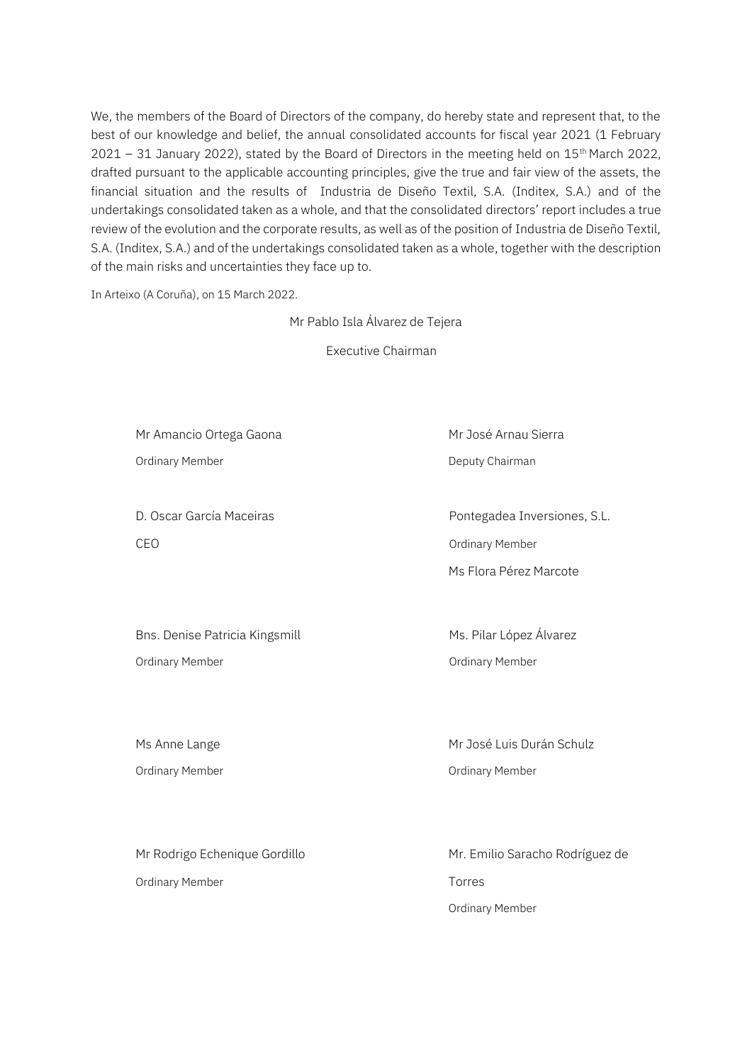We, the members of the Board of Directors of the company, do hereby state and represent that, to the best of our knowledge and belief, the annual consolidated accounts for fiscal year 2021 (1 February 2021 – 31 January 2022), stated by the Board of Directors in the meeting held on 15th March 2022, drafted pursuant to the applicable accounting principles, give the true and fair view of the assets, the financial situation and the results of Industria de Diseño Textil, S.A. (Inditex, S.A.) and of the undertakings consolidated taken as a whole, and that the consolidated directors' report includes a true review of the evolution and the corporate results, as well as of the position of Industria de Diseño Textil, S.A. (Inditex, S.A.) and of the undertakings consolidated taken as a whole, together with the description of the main risks and uncertainties they face up to.

In Arteixo (A Coruña), on 15 March 2022.

Mr Pablo Isla Álvarez de Tejera

Executive Chairman

Mr Amancio Ortega Gaona

Ordinary Member

Mr José Arnau Sierra

Deputy Chairman

D. Oscar García Maceiras

CEO

Pontegadea Inversiones, S.L.

Ordinary Member

Ms Flora Pérez Marcote

Bns. Denise Patricia Kingsmill

Ordinary Member

Ms. Pilar López Álvarez

Ordinary Member

Ms Anne Lange

Ordinary Member

Mr José Luis Durán Schulz

Ordinary Member

Mr Rodrigo Echenique Gordillo

Ordinary Member

Mr. Emilio Saracho Rodríguez de Torres

Ordinary Member